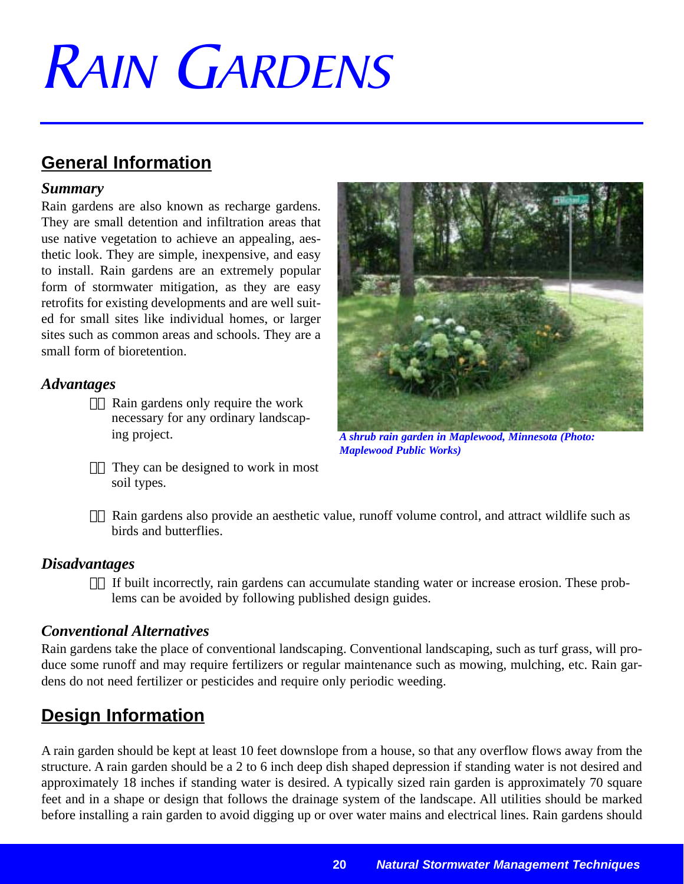# RAIN GARDENS

## General Information

### *Summary*

Rain gardens are also known as recharge gardens. They are small detention and infiltration areas that use native vegetation to achieve an appealing, aesthetic look. They are simple, inexpensive, and easy to install. Rain gardens are an extremely popular form of stormwater mitigation, as they are easy retrofits for existing developments and are well suited for small sites like individual homes, or larger sites such as common areas and schools. They are a small form of bioretention.

*A shrub rain garden in Maplewood, Minnesota (Photo: Maplewood Public Works)*

### *Advantages*

- Rain gardens only require the work necessary for any ordinary landscaping project.
- They can be designed to work in most soil types.
- Rain gardens also provide an aesthetic value, runoff volume control, and attract wildlife such as birds and butterflies.

### *Disadvantages*

- If built incorrectly, rain gardens can accumulate standing water or increase erosion. These problems can be avoided by following published design guides.

### *Conventional Alternatives*

Rain gardens take the place of conventional landscaping. Conventional landscaping, such as turf grass, will produce some runoff and may require fertilizers or regular maintenance such as mowing, mulching, etc. Rain gardens do not need fertilizer or pesticides and require only periodic weeding.

## Design Information

A rain garden should be kept at least 10 feet downslope from a house, so that any overflow flows away from the structure. A rain garden should be a 2 to 6 inch deep dish shaped depression if standing water is not desired and approximately 18 inches if standing water is desired. A typically sized rain garden is approximately 70 square feet and in a shape or design that follows the drainage system of the landscape. All utilities should be marked before installing a rain garden to avoid digging up or over water mains and electrical lines. Rain gardens should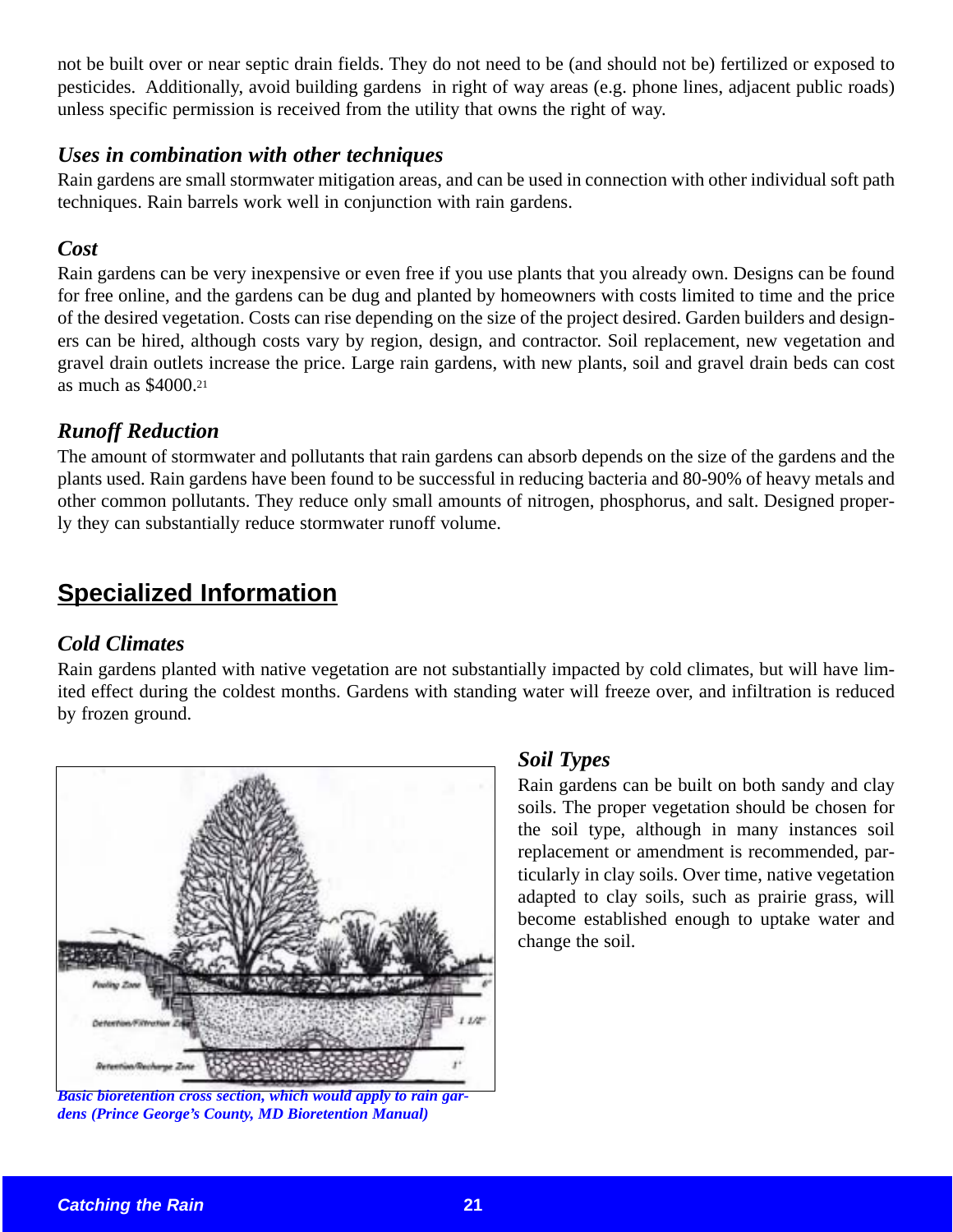not be built over or near septic drain fields. They do not need to be (and should not be) fertilized or exposed to pesticides. Additionally, avoid building gardens in right of way areas (e.g. phone lines, adjacent public roads) unless specific permission is received from the utility that owns the right of way.

### *Uses in combination with other techniques*

Rain gardens are small stormwater mitigation areas, and can be used in connection with other individual soft path techniques. Rain barrels work well in conjunction with rain gardens.

### *Cost*

Rain gardens can be very inexpensive or even free if you use plants that you already own. Designs can be found for free online, and the gardens can be dug and planted by homeowners with costs limited to time and the price of the desired vegetation. Costs can rise depending on the size of the project desired. Garden builders and designers can be hired, although costs vary by region, design, and contractor. Soil replacement, new vegetation and gravel drain outlets increase the price. Large rain gardens, with new plants, soil and gravel drain beds can cost as much as $4000.[21]

### *Runoff Reduction*

The amount of stormwater and pollutants that rain gardens can absorb depends on the size of the gardens and the plants used. Rain gardens have been found to be successful in reducing bacteria and 80-90% of heavy metals and other common pollutants. They reduce only small amounts of nitrogen, phosphorus, and salt. Designed properly they can substantially reduce stormwater runoff volume.

## Specialized Information

### *Cold Climates*

Rain gardens planted with native vegetation are not substantially impacted by cold climates, but will have limited effect during the coldest months. Gardens with standing water will freeze over, and infiltration is reduced by frozen ground.

*Basic bioretention cross section, which would apply to rain gardens (Prince George's County, MD Bioretention Manual)*

### *Soil Types*

Rain gardens can be built on both sandy and clay soils. The proper vegetation should be chosen for the soil type, although in many instances soil replacement or amendment is recommended, particularly in clay soils. Over time, native vegetation adapted to clay soils, such as prairie grass, will become established enough to uptake water and change the soil.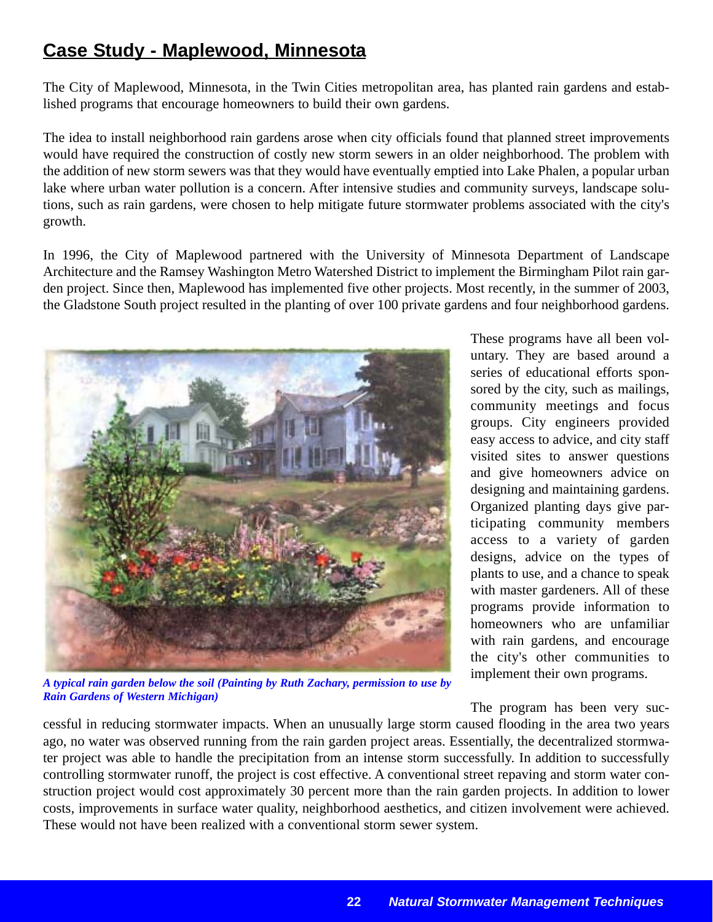## Case Study - Maplewood, Minnesota

The City of Maplewood, Minnesota, in the Twin Cities metropolitan area, has planted rain gardens and established programs that encourage homeowners to build their own gardens.

The idea to install neighborhood rain gardens arose when city officials found that planned street improvements would have required the construction of costly new storm sewers in an older neighborhood. The problem with the addition of new storm sewers was that they would have eventually emptied into Lake Phalen, a popular urban lake where urban water pollution is a concern. After intensive studies and community surveys, landscape solutions, such as rain gardens, were chosen to help mitigate future stormwater problems associated with the city's growth.

In 1996, the City of Maplewood partnered with the University of Minnesota Department of Landscape Architecture and the Ramsey Washington Metro Watershed District to implement the Birmingham Pilot rain garden project. Since then, Maplewood has implemented five other projects. Most recently, in the summer of 2003, the Gladstone South project resulted in the planting of over 100 private gardens and four neighborhood gardens.

***A typical rain garden below the soil (Painting by Ruth Zachary, permission to use by Rain Gardens of Western Michigan)***

These programs have all been voluntary. They are based around a series of educational efforts sponsored by the city, such as mailings, community meetings and focus groups. City engineers provided easy access to advice, and city staff visited sites to answer questions and give homeowners advice on designing and maintaining gardens. Organized planting days give participating community members access to a variety of garden designs, advice on the types of plants to use, and a chance to speak with master gardeners. All of these programs provide information to homeowners who are unfamiliar with rain gardens, and encourage the city's other communities to implement their own programs.

The program has been very successful in reducing stormwater impacts. When an unusually large storm caused flooding in the area two years ago, no water was observed running from the rain garden project areas. Essentially, the decentralized stormwater project was able to handle the precipitation from an intense storm successfully. In addition to successfully controlling stormwater runoff, the project is cost effective. A conventional street repaving and storm water construction project would cost approximately 30 percent more than the rain garden projects. In addition to lower costs, improvements in surface water quality, neighborhood aesthetics, and citizen involvement were achieved. These would not have been realized with a conventional storm sewer system.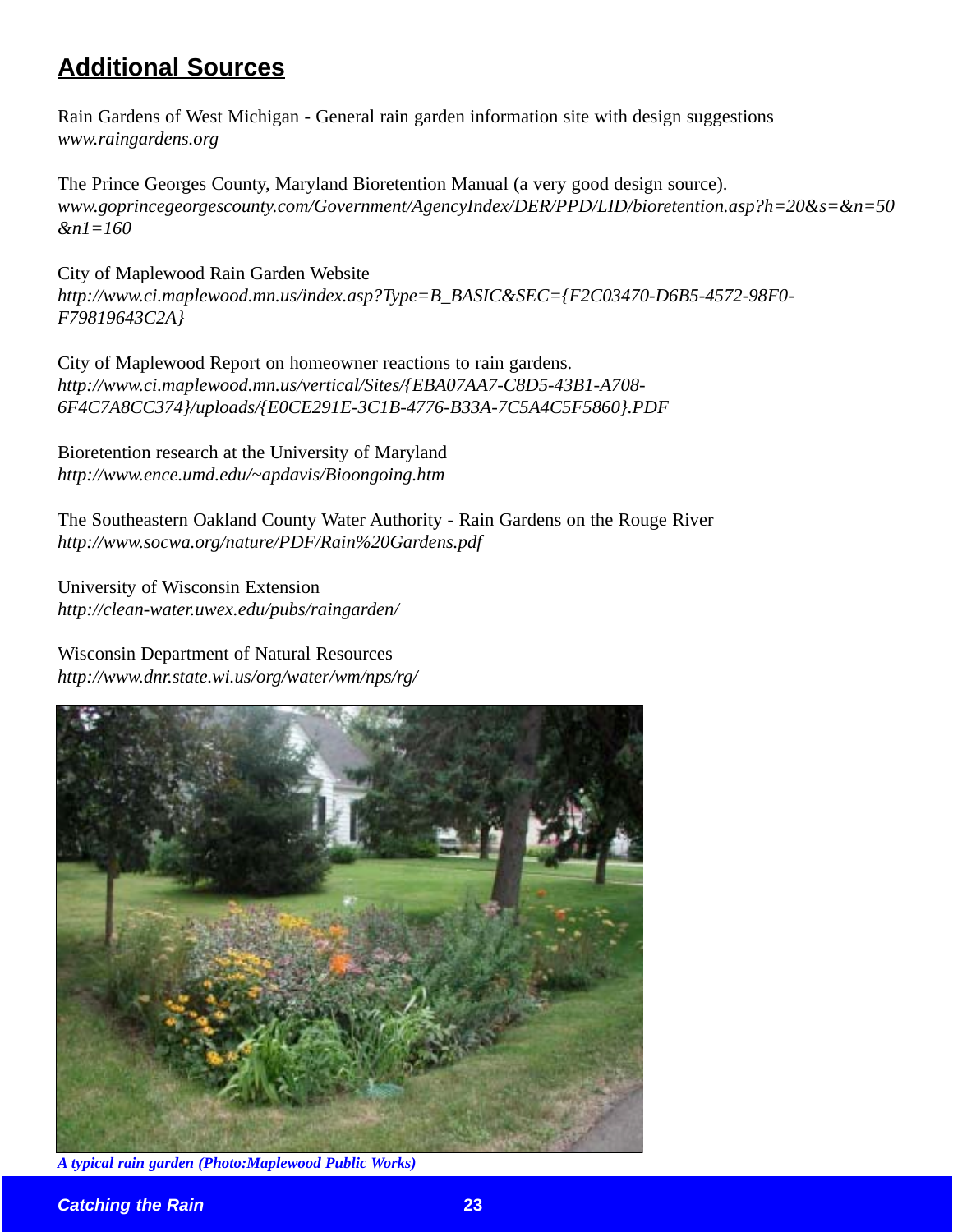## Additional Sources

Rain Gardens of West Michigan - General rain garden information site with design suggestions
*www.raingardens.org*

The Prince Georges County, Maryland Bioretention Manual (a very good design source).
*www.goprincegeorgescounty.com/Government/AgencyIndex/DER/PPD/LID/bioretention.asp?h=20&s=&n=50&n1=160*

City of Maplewood Rain Garden Website
*http://www.ci.maplewood.mn.us/index.asp?Type=B_BASIC&SEC={F2C03470-D6B5-4572-98F0-F79819643C2A}*

City of Maplewood Report on homeowner reactions to rain gardens.
*http://www.ci.maplewood.mn.us/vertical/Sites/{EBA07AA7-C8D5-43B1-A708-6F4C7A8CC374}/uploads/{E0CE291E-3C1B-4776-B33A-7C5A4C5F5860}.PDF*

Bioretention research at the University of Maryland
*http://www.ence.umd.edu/~apdavis/Bioongoing.htm*

The Southeastern Oakland County Water Authority - Rain Gardens on the Rouge River
*http://www.socwa.org/nature/PDF/Rain%20Gardens.pdf*

University of Wisconsin Extension
*http://clean-water.uwex.edu/pubs/raingarden/*

Wisconsin Department of Natural Resources
*http://www.dnr.state.wi.us/org/water/wm/nps/rg/*

***A typical rain garden (Photo:Maplewood Public Works)***